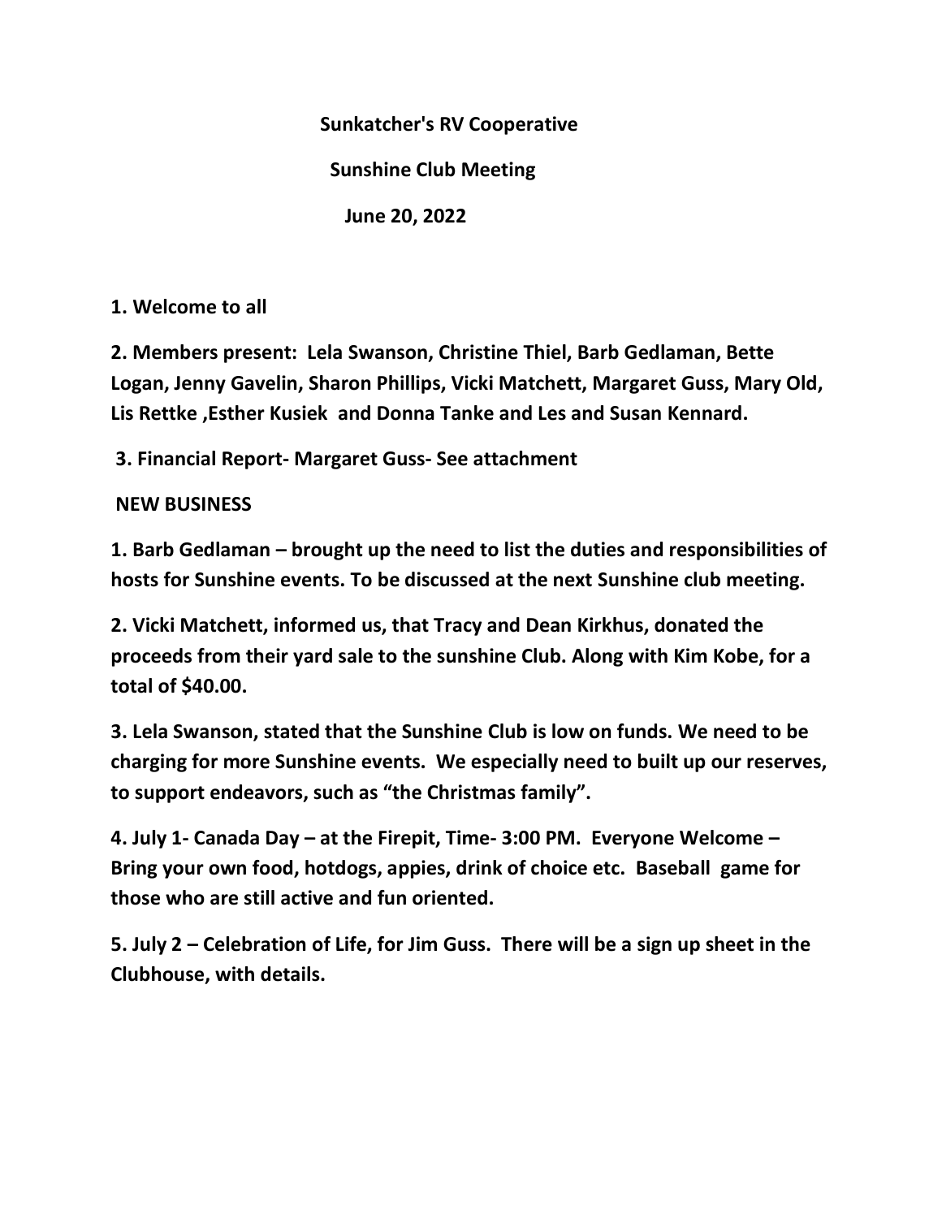**Sunkatcher's RV Cooperative**

**Sunshine Club Meeting**

**June 20, 2022**

**1. Welcome to all**

**2. Members present: Lela Swanson, Christine Thiel, Barb Gedlaman, Bette Logan, Jenny Gavelin, Sharon Phillips, Vicki Matchett, Margaret Guss, Mary Old, Lis Rettke ,Esther Kusiek and Donna Tanke and Les and Susan Kennard.**

**3. Financial Report- Margaret Guss- See attachment**

**NEW BUSINESS**

**1. Barb Gedlaman – brought up the need to list the duties and responsibilities of hosts for Sunshine events. To be discussed at the next Sunshine club meeting.**

**2. Vicki Matchett, informed us, that Tracy and Dean Kirkhus, donated the proceeds from their yard sale to the sunshine Club. Along with Kim Kobe, for a total of $40.00.**

**3. Lela Swanson, stated that the Sunshine Club is low on funds. We need to be charging for more Sunshine events. We especially need to built up our reserves, to support endeavors, such as "the Christmas family".**

**4. July 1- Canada Day – at the Firepit, Time- 3:00 PM. Everyone Welcome – Bring your own food, hotdogs, appies, drink of choice etc. Baseball game for those who are still active and fun oriented.**

**5. July 2 – Celebration of Life, for Jim Guss. There will be a sign up sheet in the Clubhouse, with details.**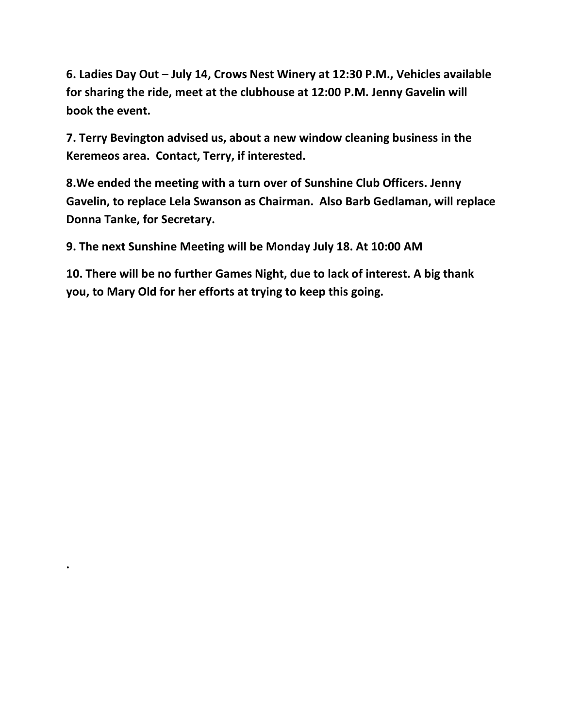**6. Ladies Day Out – July 14, Crows Nest Winery at 12:30 P.M., Vehicles available for sharing the ride, meet at the clubhouse at 12:00 P.M. Jenny Gavelin will book the event.**

**7. Terry Bevington advised us, about a new window cleaning business in the Keremeos area. Contact, Terry, if interested.**

**8.We ended the meeting with a turn over of Sunshine Club Officers. Jenny Gavelin, to replace Lela Swanson as Chairman. Also Barb Gedlaman, will replace Donna Tanke, for Secretary.**

**9. The next Sunshine Meeting will be Monday July 18. At 10:00 AM**

**10. There will be no further Games Night, due to lack of interest. A big thank you, to Mary Old for her efforts at trying to keep this going.**

.